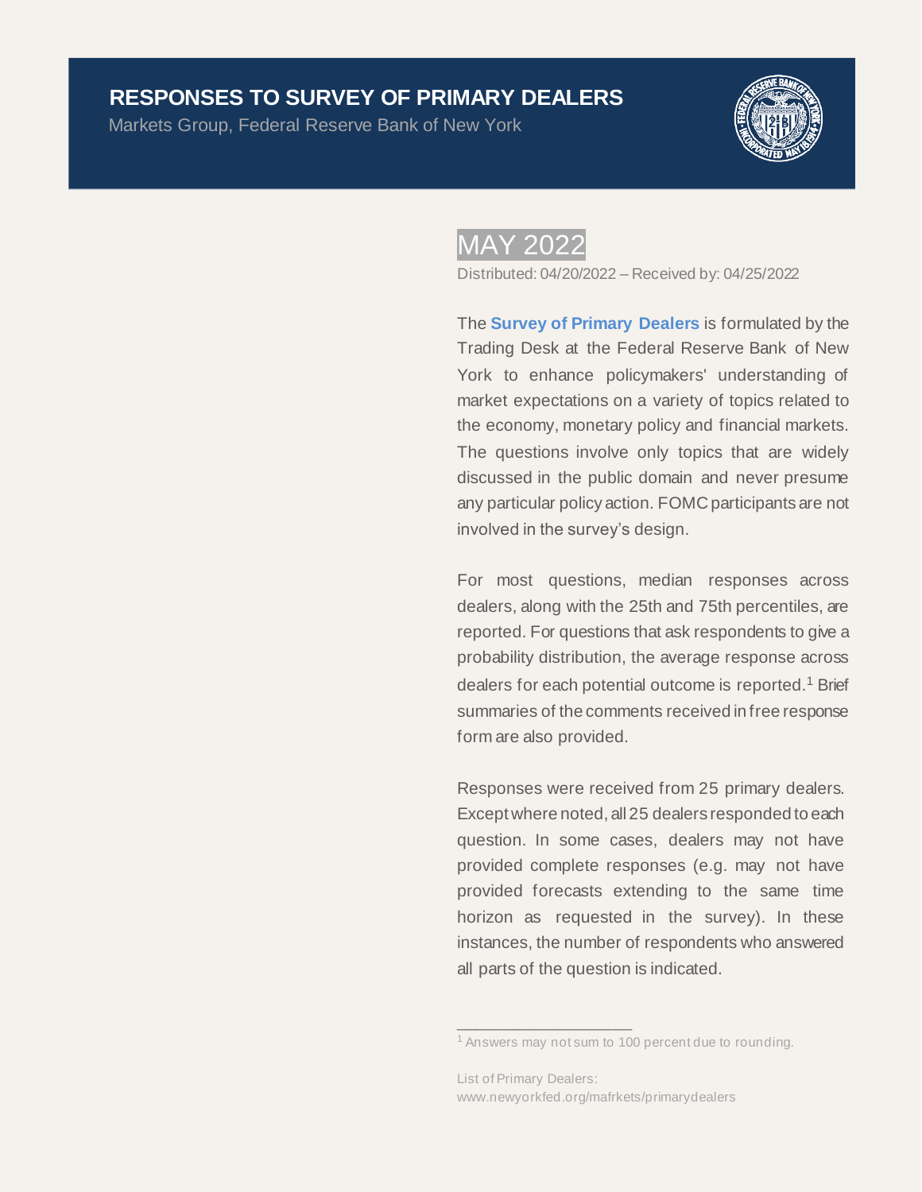# RESPONSES TO SURVEY OF PRIMARY DEALERS

Markets Group, Federal Reserve Bank of New York

## MAY 2022

Distributed: 04/20/2022 – Received by: 04/25/2022

The **Survey of Primary Dealers** is formulated by the Trading Desk at the Federal Reserve Bank of New York to enhance policymakers' understanding of market expectations on a variety of topics related to the economy, monetary policy and financial markets. The questions involve only topics that are widely discussed in the public domain and never presume any particular policy action. FOMC participants are not involved in the survey's design.

For most questions, median responses across dealers, along with the 25th and 75th percentiles, are reported. For questions that ask respondents to give a probability distribution, the average response across dealers for each potential outcome is reported.[1] Brief summaries of the comments received in free response form are also provided.

Responses were received from 25 primary dealers. Except where noted, all 25 dealers responded to each question. In some cases, dealers may not have provided complete responses (e.g. may not have provided forecasts extending to the same time horizon as requested in the survey). In these instances, the number of respondents who answered all parts of the question is indicated.

---

[1] Answers may not sum to 100 percent due to rounding.

List of Primary Dealers:
www.newyorkfed.org/mafrkets/primarydealers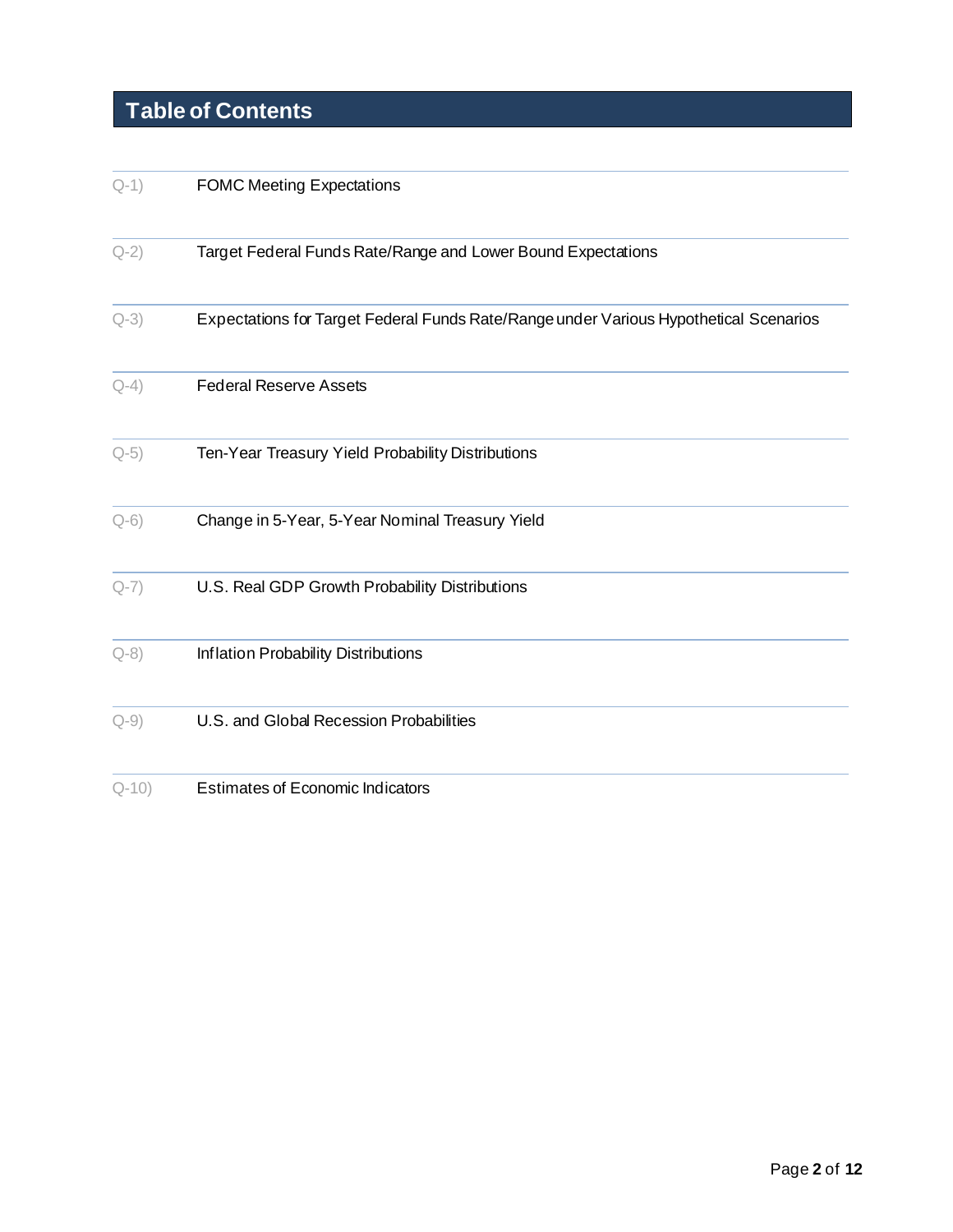## Table of Contents

| | |
|---|---|
| Q-1) | FOMC Meeting Expectations |
| Q-2) | Target Federal Funds Rate/Range and Lower Bound Expectations |
| Q-3) | Expectations for Target Federal Funds Rate/Range under Various Hypothetical Scenarios |
| Q-4) | Federal Reserve Assets |
| Q-5) | Ten-Year Treasury Yield Probability Distributions |
| Q-6) | Change in 5-Year, 5-Year Nominal Treasury Yield |
| Q-7) | U.S. Real GDP Growth Probability Distributions |
| Q-8) | Inflation Probability Distributions |
| Q-9) | U.S. and Global Recession Probabilities |
| Q-10) | Estimates of Economic Indicators |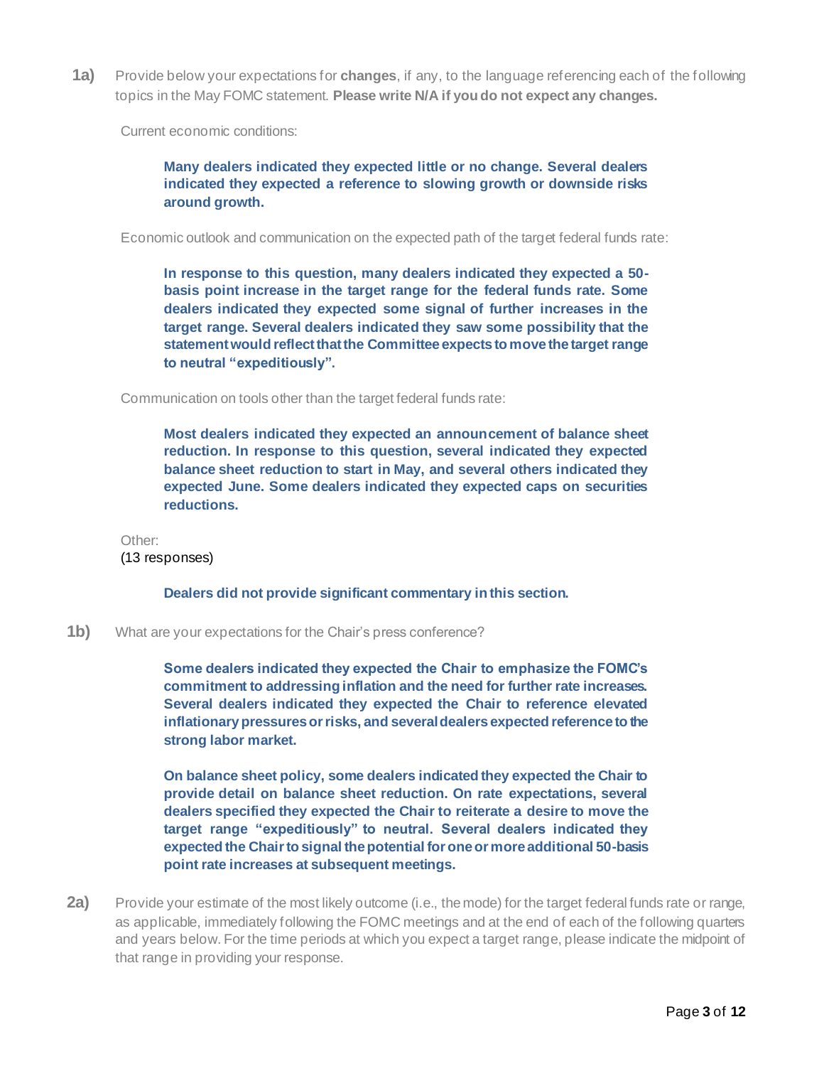**1a)** Provide below your expectations for **changes**, if any, to the language referencing each of the following topics in the May FOMC statement. **Please write N/A if you do not expect any changes.**

Current economic conditions:

> **Many dealers indicated they expected little or no change. Several dealers indicated they expected a reference to slowing growth or downside risks around growth.**

Economic outlook and communication on the expected path of the target federal funds rate:

> **In response to this question, many dealers indicated they expected a 50-basis point increase in the target range for the federal funds rate. Some dealers indicated they expected some signal of further increases in the target range. Several dealers indicated they saw some possibility that the statement would reflect that the Committee expects to move the target range to neutral "expeditiously".**

Communication on tools other than the target federal funds rate:

> **Most dealers indicated they expected an announcement of balance sheet reduction. In response to this question, several indicated they expected balance sheet reduction to start in May, and several others indicated they expected June. Some dealers indicated they expected caps on securities reductions.**

Other:
(13 responses)

> **Dealers did not provide significant commentary in this section.**

**1b)** What are your expectations for the Chair's press conference?

> **Some dealers indicated they expected the Chair to emphasize the FOMC's commitment to addressing inflation and the need for further rate increases. Several dealers indicated they expected the Chair to reference elevated inflationary pressures or risks, and several dealers expected reference to the strong labor market.**
>
> **On balance sheet policy, some dealers indicated they expected the Chair to provide detail on balance sheet reduction. On rate expectations, several dealers specified they expected the Chair to reiterate a desire to move the target range "expeditiously" to neutral. Several dealers indicated they expected the Chair to signal the potential for one or more additional 50-basis point rate increases at subsequent meetings.**

**2a)** Provide your estimate of the most likely outcome (i.e., the mode) for the target federal funds rate or range, as applicable, immediately following the FOMC meetings and at the end of each of the following quarters and years below. For the time periods at which you expect a target range, please indicate the midpoint of that range in providing your response.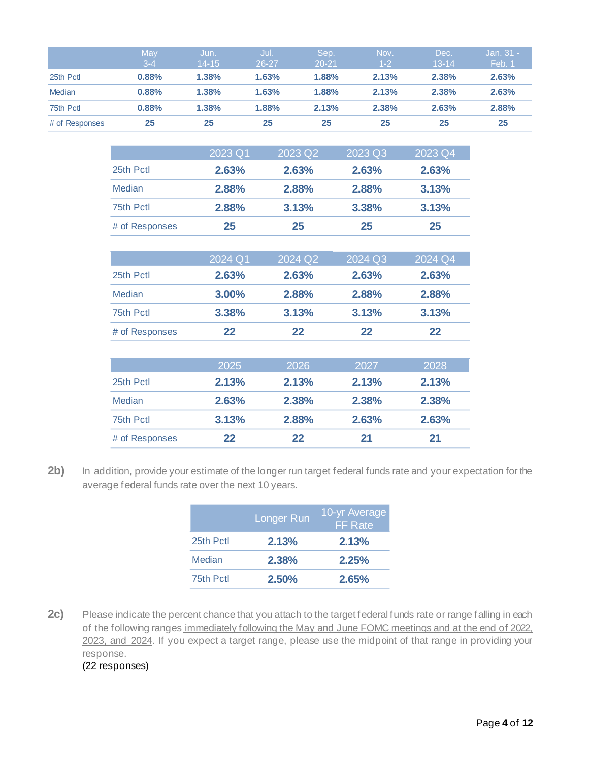| | May 3-4 | Jun. 14-15 | Jul. 26-27 | Sep. 20-21 | Nov. 1-2 | Dec. 13-14 | Jan. 31 - Feb. 1 |
|---|---|---|---|---|---|---|---|
| 25th Pctl | **0.88%** | **1.38%** | **1.63%** | **1.88%** | **2.13%** | **2.38%** | **2.63%** |
| Median | **0.88%** | **1.38%** | **1.63%** | **1.88%** | **2.13%** | **2.38%** | **2.63%** |
| 75th Pctl | **0.88%** | **1.38%** | **1.88%** | **2.13%** | **2.38%** | **2.63%** | **2.88%** |
| # of Responses | **25** | **25** | **25** | **25** | **25** | **25** | **25** |

| | 2023 Q1 | 2023 Q2 | 2023 Q3 | 2023 Q4 |
|---|---|---|---|---|
| 25th Pctl | **2.63%** | **2.63%** | **2.63%** | **2.63%** |
| Median | **2.88%** | **2.88%** | **2.88%** | **3.13%** |
| 75th Pctl | **2.88%** | **3.13%** | **3.38%** | **3.13%** |
| # of Responses | **25** | **25** | **25** | **25** |

| | 2024 Q1 | 2024 Q2 | 2024 Q3 | 2024 Q4 |
|---|---|---|---|---|
| 25th Pctl | **2.63%** | **2.63%** | **2.63%** | **2.63%** |
| Median | **3.00%** | **2.88%** | **2.88%** | **2.88%** |
| 75th Pctl | **3.38%** | **3.13%** | **3.13%** | **3.13%** |
| # of Responses | **22** | **22** | **22** | **22** |

| | 2025 | 2026 | 2027 | 2028 |
|---|---|---|---|---|
| 25th Pctl | **2.13%** | **2.13%** | **2.13%** | **2.13%** |
| Median | **2.63%** | **2.38%** | **2.38%** | **2.38%** |
| 75th Pctl | **3.13%** | **2.88%** | **2.63%** | **2.63%** |
| # of Responses | **22** | **22** | **21** | **21** |

**2b)** In addition, provide your estimate of the longer run target federal funds rate and your expectation for the average federal funds rate over the next 10 years.

| | Longer Run | 10-yr Average FF Rate |
|---|---|---|
| 25th Pctl | **2.13%** | **2.13%** |
| Median | **2.38%** | **2.25%** |
| 75th Pctl | **2.50%** | **2.65%** |

**2c)** Please indicate the percent chance that you attach to the target federal funds rate or range falling in each of the following ranges immediately following the May and June FOMC meetings and at the end of 2022, 2023, and 2024. If you expect a target range, please use the midpoint of that range in providing your response.
(22 responses)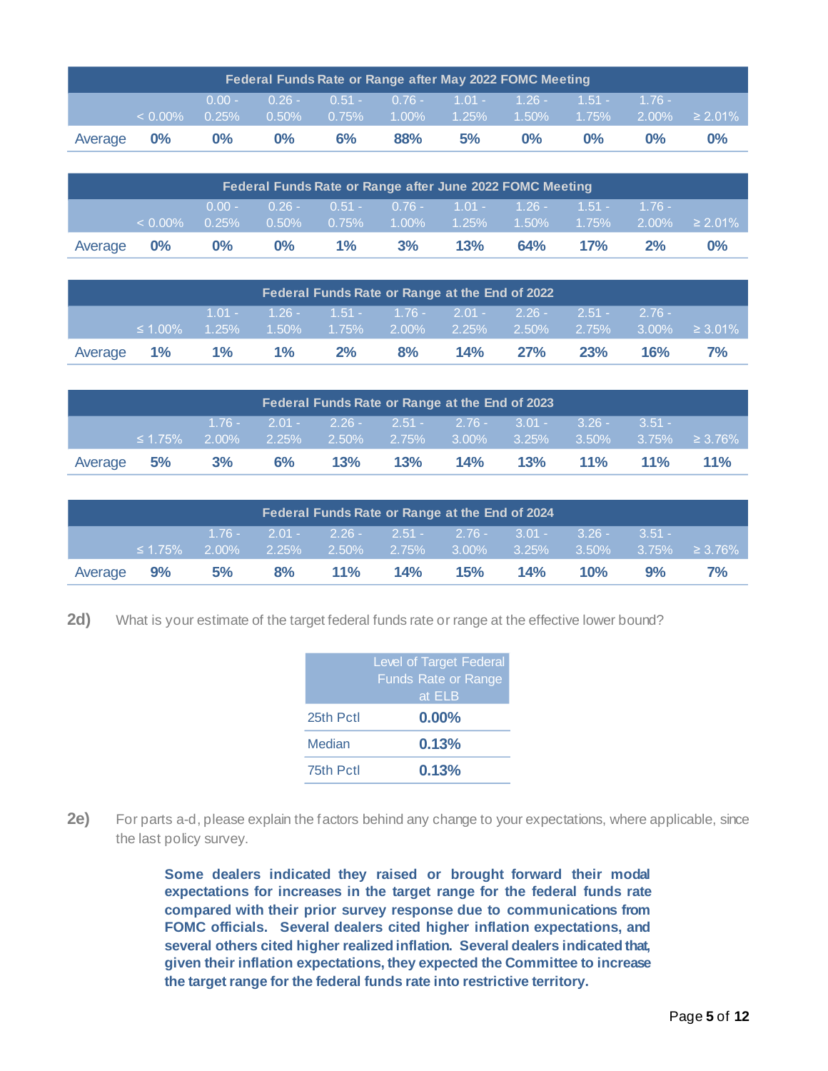| Federal Funds Rate or Range after May 2022 FOMC Meeting | | | | | | | | | | |
|---|---|---|---|---|---|---|---|---|---|---|
| | < 0.00% | 0.00 - 0.25% | 0.26 - 0.50% | 0.51 - 0.75% | 0.76 - 1.00% | 1.01 - 1.25% | 1.26 - 1.50% | 1.51 - 1.75% | 1.76 - 2.00% | ≥ 2.01% |
| Average | 0% | 0% | 0% | 6% | 88% | 5% | 0% | 0% | 0% | 0% |

| Federal Funds Rate or Range after June 2022 FOMC Meeting | | | | | | | | | | |
|---|---|---|---|---|---|---|---|---|---|---|
| | < 0.00% | 0.00 - 0.25% | 0.26 - 0.50% | 0.51 - 0.75% | 0.76 - 1.00% | 1.01 - 1.25% | 1.26 - 1.50% | 1.51 - 1.75% | 1.76 - 2.00% | ≥ 2.01% |
| Average | 0% | 0% | 0% | 1% | 3% | 13% | 64% | 17% | 2% | 0% |

| Federal Funds Rate or Range at the End of 2022 | | | | | | | | | | |
|---|---|---|---|---|---|---|---|---|---|---|
| | ≤ 1.00% | 1.01 - 1.25% | 1.26 - 1.50% | 1.51 - 1.75% | 1.76 - 2.00% | 2.01 - 2.25% | 2.26 - 2.50% | 2.51 - 2.75% | 2.76 - 3.00% | ≥ 3.01% |
| Average | 1% | 1% | 1% | 2% | 8% | 14% | 27% | 23% | 16% | 7% |

| Federal Funds Rate or Range at the End of 2023 | | | | | | | | | | |
|---|---|---|---|---|---|---|---|---|---|---|
| | ≤ 1.75% | 1.76 - 2.00% | 2.01 - 2.25% | 2.26 - 2.50% | 2.51 - 2.75% | 2.76 - 3.00% | 3.01 - 3.25% | 3.26 - 3.50% | 3.51 - 3.75% | ≥ 3.76% |
| Average | 5% | 3% | 6% | 13% | 13% | 14% | 13% | 11% | 11% | 11% |

| Federal Funds Rate or Range at the End of 2024 | | | | | | | | | | |
|---|---|---|---|---|---|---|---|---|---|---|
| | ≤ 1.75% | 1.76 - 2.00% | 2.01 - 2.25% | 2.26 - 2.50% | 2.51 - 2.75% | 2.76 - 3.00% | 3.01 - 3.25% | 3.26 - 3.50% | 3.51 - 3.75% | ≥ 3.76% |
| Average | 9% | 5% | 8% | 11% | 14% | 15% | 14% | 10% | 9% | 7% |

**2d)** What is your estimate of the target federal funds rate or range at the effective lower bound?

| | Level of Target Federal Funds Rate or Range at ELB |
|---|---|
| 25th Pctl | 0.00% |
| Median | 0.13% |
| 75th Pctl | 0.13% |

**2e)** For parts a-d, please explain the factors behind any change to your expectations, where applicable, since the last policy survey.

**Some dealers indicated they raised or brought forward their modal expectations for increases in the target range for the federal funds rate compared with their prior survey response due to communications from FOMC officials. Several dealers cited higher inflation expectations, and several others cited higher realized inflation. Several dealers indicated that, given their inflation expectations, they expected the Committee to increase the target range for the federal funds rate into restrictive territory.**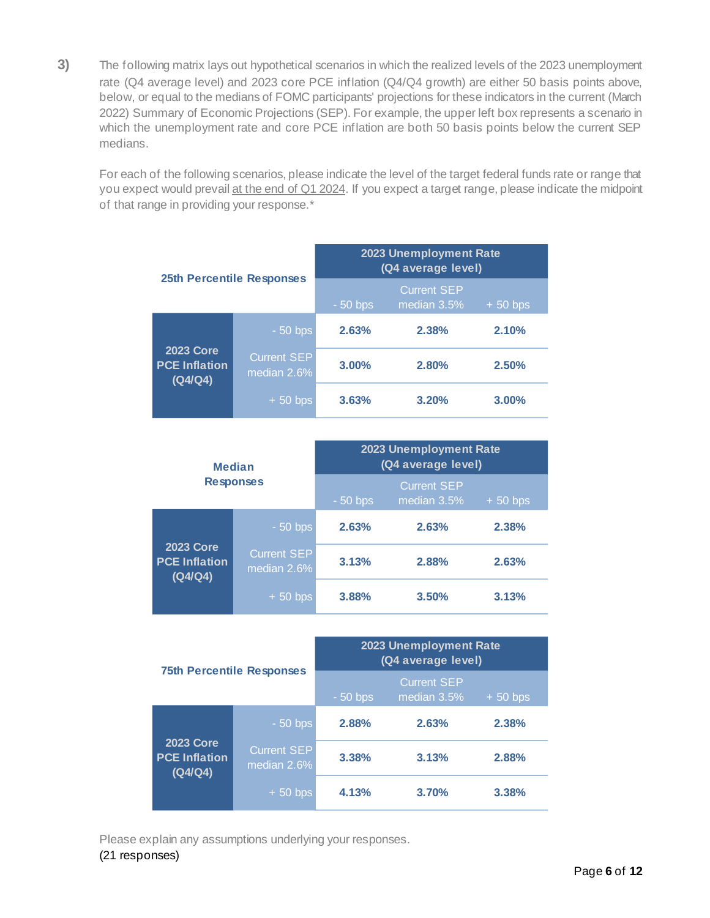**3)** The following matrix lays out hypothetical scenarios in which the realized levels of the 2023 unemployment rate (Q4 average level) and 2023 core PCE inflation (Q4/Q4 growth) are either 50 basis points above, below, or equal to the medians of FOMC participants' projections for these indicators in the current (March 2022) Summary of Economic Projections (SEP). For example, the upper left box represents a scenario in which the unemployment rate and core PCE inflation are both 50 basis points below the current SEP medians.

For each of the following scenarios, please indicate the level of the target federal funds rate or range that you expect would prevail at the end of Q1 2024. If you expect a target range, please indicate the midpoint of that range in providing your response.*

| 25th Percentile Responses | | 2023 Unemployment Rate (Q4 average level) | | |
|---|---|---|---|---|
| | | - 50 bps | Current SEP median 3.5% | + 50 bps |
| 2023 Core PCE Inflation (Q4/Q4) | - 50 bps | 2.63% | 2.38% | 2.10% |
| | Current SEP median 2.6% | 3.00% | 2.80% | 2.50% |
| | + 50 bps | 3.63% | 3.20% | 3.00% |

| Median Responses | | 2023 Unemployment Rate (Q4 average level) | | |
|---|---|---|---|---|
| | | - 50 bps | Current SEP median 3.5% | + 50 bps |
| 2023 Core PCE Inflation (Q4/Q4) | - 50 bps | 2.63% | 2.63% | 2.38% |
| | Current SEP median 2.6% | 3.13% | 2.88% | 2.63% |
| | + 50 bps | 3.88% | 3.50% | 3.13% |

| 75th Percentile Responses | | 2023 Unemployment Rate (Q4 average level) | | |
|---|---|---|---|---|
| | | - 50 bps | Current SEP median 3.5% | + 50 bps |
| 2023 Core PCE Inflation (Q4/Q4) | - 50 bps | 2.88% | 2.63% | 2.38% |
| | Current SEP median 2.6% | 3.38% | 3.13% | 2.88% |
| | + 50 bps | 4.13% | 3.70% | 3.38% |

Please explain any assumptions underlying your responses.
(21 responses)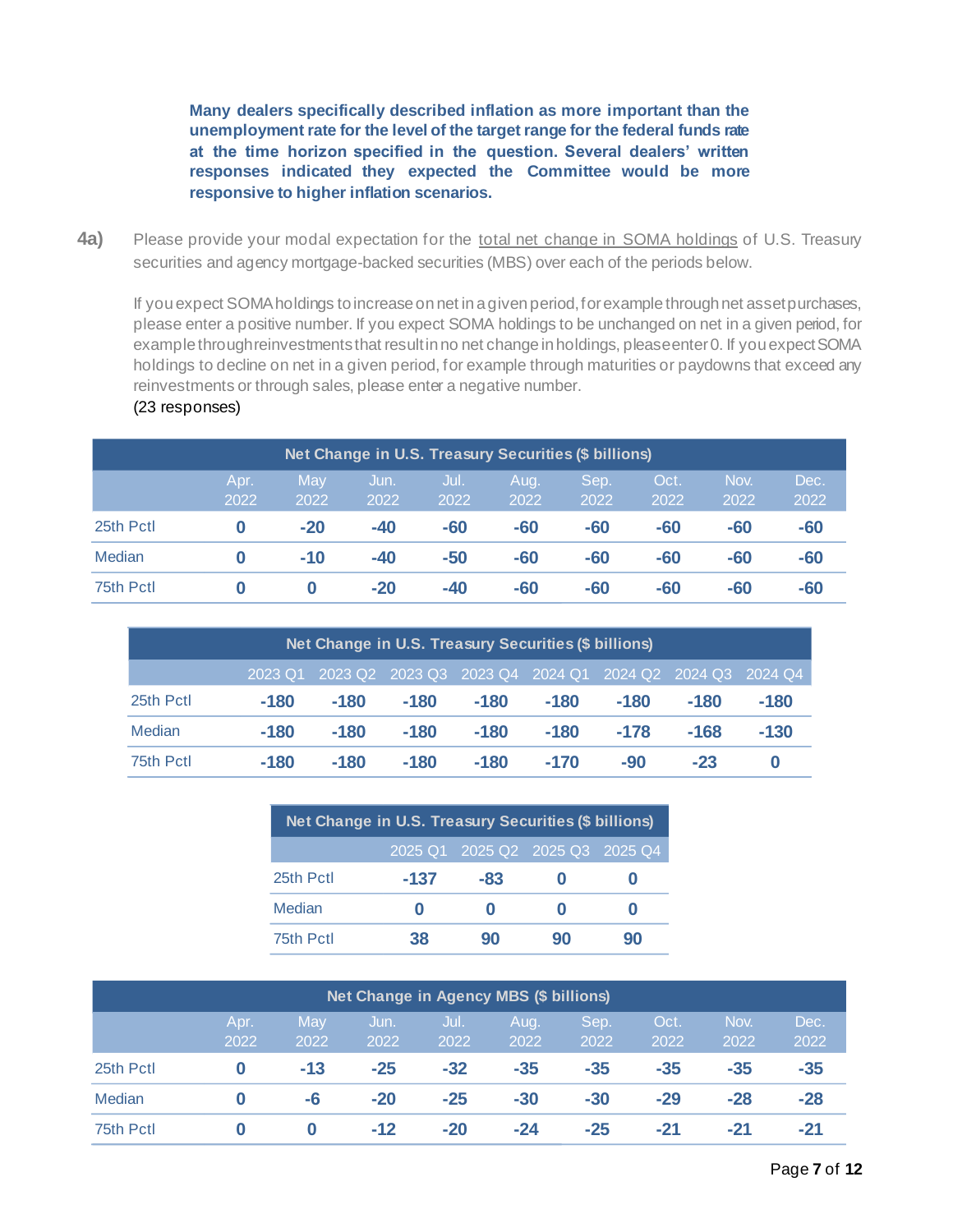**Many dealers specifically described inflation as more important than the unemployment rate for the level of the target range for the federal funds rate at the time horizon specified in the question. Several dealers' written responses indicated they expected the Committee would be more responsive to higher inflation scenarios.**

**4a)** Please provide your modal expectation for the total net change in SOMA holdings of U.S. Treasury securities and agency mortgage-backed securities (MBS) over each of the periods below.

If you expect SOMA holdings to increase on net in a given period, for example through net asset purchases, please enter a positive number. If you expect SOMA holdings to be unchanged on net in a given period, for example through reinvestments that result in no net change in holdings, please enter 0. If you expect SOMA holdings to decline on net in a given period, for example through maturities or paydowns that exceed any reinvestments or through sales, please enter a negative number.

(23 responses)

| Net Change in U.S. Treasury Securities ($ billions) | | | | | | | | | |
|---|---|---|---|---|---|---|---|---|---|
| | Apr. 2022 | May 2022 | Jun. 2022 | Jul. 2022 | Aug. 2022 | Sep. 2022 | Oct. 2022 | Nov. 2022 | Dec. 2022 |
| 25th Pctl | 0 | -20 | -40 | -60 | -60 | -60 | -60 | -60 | -60 |
| Median | 0 | -10 | -40 | -50 | -60 | -60 | -60 | -60 | -60 |
| 75th Pctl | 0 | 0 | -20 | -40 | -60 | -60 | -60 | -60 | -60 |

| Net Change in U.S. Treasury Securities ($ billions) | | | | | | | | |
|---|---|---|---|---|---|---|---|---|
| | 2023 Q1 | 2023 Q2 | 2023 Q3 | 2023 Q4 | 2024 Q1 | 2024 Q2 | 2024 Q3 | 2024 Q4 |
| 25th Pctl | -180 | -180 | -180 | -180 | -180 | -180 | -180 | -180 |
| Median | -180 | -180 | -180 | -180 | -180 | -178 | -168 | -130 |
| 75th Pctl | -180 | -180 | -180 | -180 | -170 | -90 | -23 | 0 |

| Net Change in U.S. Treasury Securities ($ billions) | | | | |
|---|---|---|---|---|
| | 2025 Q1 | 2025 Q2 | 2025 Q3 | 2025 Q4 |
| 25th Pctl | -137 | -83 | 0 | 0 |
| Median | 0 | 0 | 0 | 0 |
| 75th Pctl | 38 | 90 | 90 | 90 |

| Net Change in Agency MBS ($ billions) | | | | | | | | | |
|---|---|---|---|---|---|---|---|---|---|
| | Apr. 2022 | May 2022 | Jun. 2022 | Jul. 2022 | Aug. 2022 | Sep. 2022 | Oct. 2022 | Nov. 2022 | Dec. 2022 |
| 25th Pctl | 0 | -13 | -25 | -32 | -35 | -35 | -35 | -35 | -35 |
| Median | 0 | -6 | -20 | -25 | -30 | -30 | -29 | -28 | -28 |
| 75th Pctl | 0 | 0 | -12 | -20 | -24 | -25 | -21 | -21 | -21 |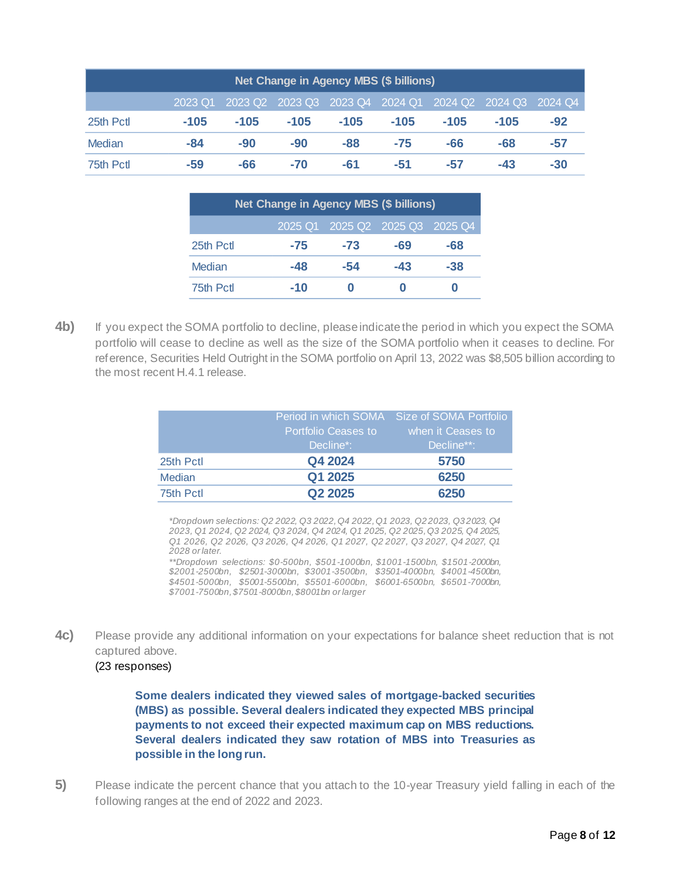| Net Change in Agency MBS ($ billions) | | | | | | | | |
|---|---|---|---|---|---|---|---|---|
| | 2023 Q1 | 2023 Q2 | 2023 Q3 | 2023 Q4 | 2024 Q1 | 2024 Q2 | 2024 Q3 | 2024 Q4 |
| 25th Pctl | **-105** | **-105** | **-105** | **-105** | **-105** | **-105** | **-105** | **-92** |
| Median | **-84** | **-90** | **-90** | **-88** | **-75** | **-66** | **-68** | **-57** |
| 75th Pctl | **-59** | **-66** | **-70** | **-61** | **-51** | **-57** | **-43** | **-30** |

| Net Change in Agency MBS ($ billions) | | | | |
|---|---|---|---|---|
| | 2025 Q1 | 2025 Q2 | 2025 Q3 | 2025 Q4 |
| 25th Pctl | **-75** | **-73** | **-69** | **-68** |
| Median | **-48** | **-54** | **-43** | **-38** |
| 75th Pctl | **-10** | **0** | **0** | **0** |

**4b)** If you expect the SOMA portfolio to decline, please indicate the period in which you expect the SOMA portfolio will cease to decline as well as the size of the SOMA portfolio when it ceases to decline. For reference, Securities Held Outright in the SOMA portfolio on April 13, 2022 was $8,505 billion according to the most recent H.4.1 release.

| | Period in which SOMA Portfolio Ceases to Decline*: | Size of SOMA Portfolio when it Ceases to Decline**: |
|---|---|---|
| 25th Pctl | **Q4 2024** | **5750** |
| Median | **Q1 2025** | **6250** |
| 75th Pctl | **Q2 2025** | **6250** |

*\*Dropdown selections: Q2 2022, Q3 2022, Q4 2022, Q1 2023, Q2 2023, Q3 2023, Q4 2023, Q1 2024, Q2 2024, Q3 2024, Q4 2024, Q1 2025, Q2 2025, Q3 2025, Q4 2025, Q1 2026, Q2 2026, Q3 2026, Q4 2026, Q1 2027, Q2 2027, Q3 2027, Q4 2027, Q1 2028 or later.*

*\*\*Dropdown selections: $0-500bn, $501-1000bn, $1001-1500bn, $1501-2000bn, $2001-2500bn, $2501-3000bn, $3001-3500bn, $3501-4000bn, $4001-4500bn, $4501-5000bn, $5001-5500bn, $5501-6000bn, $6001-6500bn, $6501-7000bn, $7001-7500bn, $7501-8000bn, $8001bn or larger*

**4c)** Please provide any additional information on your expectations for balance sheet reduction that is not captured above.

(23 responses)

**Some dealers indicated they viewed sales of mortgage-backed securities (MBS) as possible. Several dealers indicated they expected MBS principal payments to not exceed their expected maximum cap on MBS reductions. Several dealers indicated they saw rotation of MBS into Treasuries as possible in the long run.**

**5)** Please indicate the percent chance that you attach to the 10-year Treasury yield falling in each of the following ranges at the end of 2022 and 2023.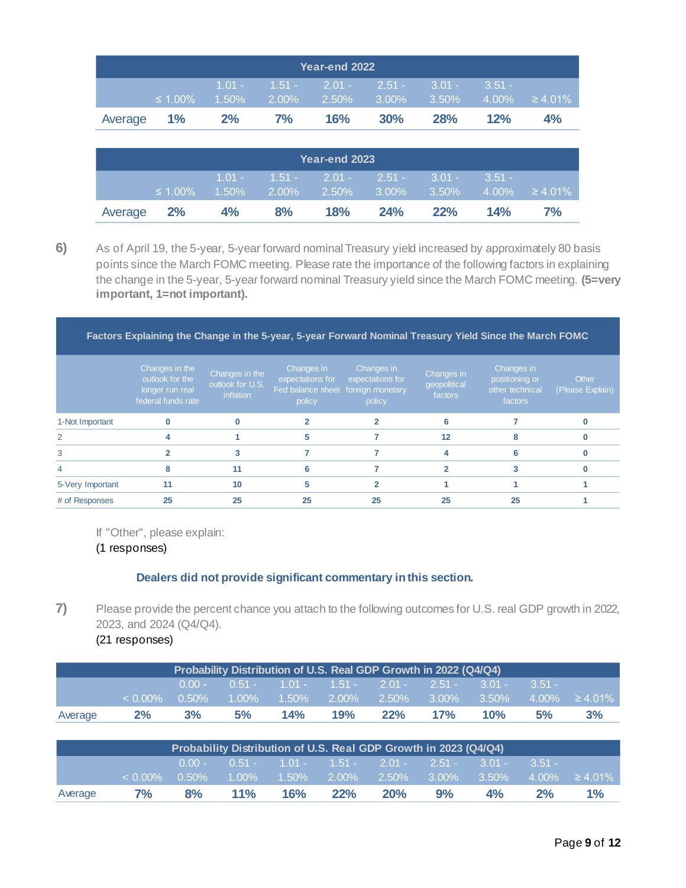| Year-end 2022 | | | | | | | | |
|---|---|---|---|---|---|---|---|---|
| | ≤ 1.00% | 1.01 - 1.50% | 1.51 - 2.00% | 2.01 - 2.50% | 2.51 - 3.00% | 3.01 - 3.50% | 3.51 - 4.00% | ≥ 4.01% |
| Average | 1% | 2% | 7% | 16% | 30% | 28% | 12% | 4% |

| Year-end 2023 | | | | | | | | |
|---|---|---|---|---|---|---|---|---|
| | ≤ 1.00% | 1.01 - 1.50% | 1.51 - 2.00% | 2.01 - 2.50% | 2.51 - 3.00% | 3.01 - 3.50% | 3.51 - 4.00% | ≥ 4.01% |
| Average | 2% | 4% | 8% | 18% | 24% | 22% | 14% | 7% |

**6)** As of April 19, the 5-year, 5-year forward nominal Treasury yield increased by approximately 80 basis points since the March FOMC meeting. Please rate the importance of the following factors in explaining the change in the 5-year, 5-year forward nominal Treasury yield since the March FOMC meeting. **(5=very important, 1=not important).**

| Factors Explaining the Change in the 5-year, 5-year Forward Nominal Treasury Yield Since the March FOMC | | | | | | | |
|---|---|---|---|---|---|---|---|
| | Changes in the outlook for the longer run real federal funds rate | Changes in the outlook for U.S. inflation | Changes in expectations for Fed balance sheet policy | Changes in expectations for foreign monetary policy | Changes in geopolitical factors | Changes in positioning or other technical factors | Other (Please Explain) |
| 1-Not Important | 0 | 0 | 2 | 2 | 6 | 7 | 0 |
| 2 | 4 | 1 | 5 | 7 | 12 | 8 | 0 |
| 3 | 2 | 3 | 7 | 7 | 4 | 6 | 0 |
| 4 | 8 | 11 | 6 | 7 | 2 | 3 | 0 |
| 5-Very Important | 11 | 10 | 5 | 2 | 1 | 1 | 1 |
| # of Responses | 25 | 25 | 25 | 25 | 25 | 25 | 1 |

If "Other", please explain:
(1 responses)

**Dealers did not provide significant commentary in this section.**

**7)** Please provide the percent chance you attach to the following outcomes for U.S. real GDP growth in 2022, 2023, and 2024 (Q4/Q4).
(21 responses)

| Probability Distribution of U.S. Real GDP Growth in 2022 (Q4/Q4) | | | | | | | | | | |
|---|---|---|---|---|---|---|---|---|---|---|
| | < 0.00% | 0.00 - 0.50% | 0.51 - 1.00% | 1.01 - 1.50% | 1.51 - 2.00% | 2.01 - 2.50% | 2.51 - 3.00% | 3.01 - 3.50% | 3.51 - 4.00% | ≥ 4.01% |
| Average | 2% | 3% | 5% | 14% | 19% | 22% | 17% | 10% | 5% | 3% |

| Probability Distribution of U.S. Real GDP Growth in 2023 (Q4/Q4) | | | | | | | | | | |
|---|---|---|---|---|---|---|---|---|---|---|
| | < 0.00% | 0.00 - 0.50% | 0.51 - 1.00% | 1.01 - 1.50% | 1.51 - 2.00% | 2.01 - 2.50% | 2.51 - 3.00% | 3.01 - 3.50% | 3.51 - 4.00% | ≥ 4.01% |
| Average | 7% | 8% | 11% | 16% | 22% | 20% | 9% | 4% | 2% | 1% |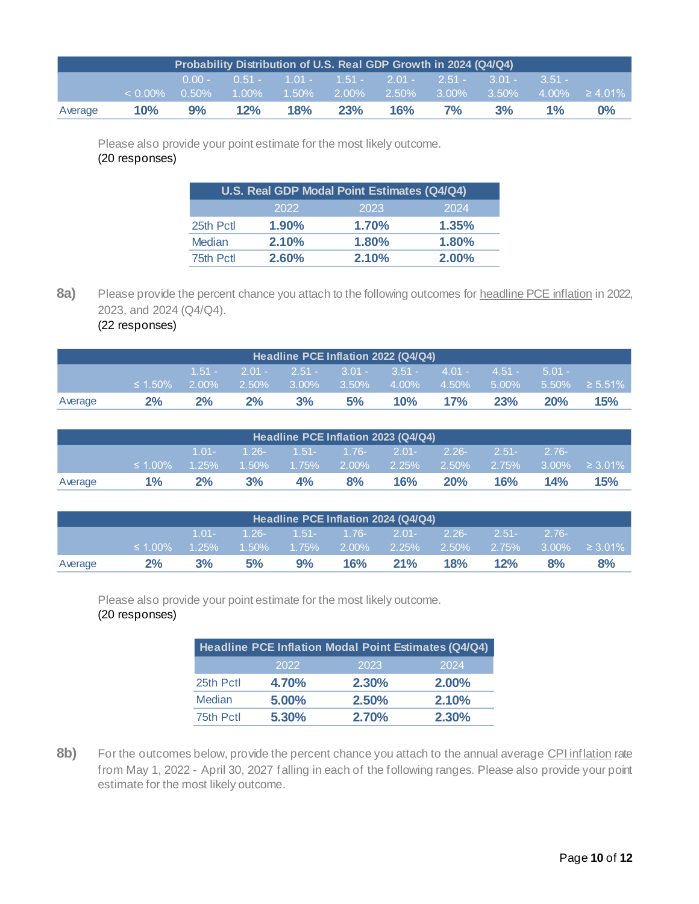| Probability Distribution of U.S. Real GDP Growth in 2024 (Q4/Q4) | | | | | | | | | | |
|---|---|---|---|---|---|---|---|---|---|---|
| | < 0.00% | 0.00 - 0.50% | 0.51 - 1.00% | 1.01 - 1.50% | 1.51 - 2.00% | 2.01 - 2.50% | 2.51 - 3.00% | 3.01 - 3.50% | 3.51 - 4.00% | ≥ 4.01% |
| Average | **10%** | **9%** | **12%** | **18%** | **23%** | **16%** | **7%** | **3%** | **1%** | **0%** |

Please also provide your point estimate for the most likely outcome.
(20 responses)

| U.S. Real GDP Modal Point Estimates (Q4/Q4) | | | |
|---|---|---|---|
| | 2022 | 2023 | 2024 |
| 25th Pctl | **1.90%** | **1.70%** | **1.35%** |
| Median | **2.10%** | **1.80%** | **1.80%** |
| 75th Pctl | **2.60%** | **2.10%** | **2.00%** |

**8a)** Please provide the percent chance you attach to the following outcomes for headline PCE inflation in 2022, 2023, and 2024 (Q4/Q4).
(22 responses)

| Headline PCE Inflation 2022 (Q4/Q4) | | | | | | | | | | |
|---|---|---|---|---|---|---|---|---|---|---|
| | ≤ 1.50% | 1.51 - 2.00% | 2.01 - 2.50% | 2.51 - 3.00% | 3.01 - 3.50% | 3.51 - 4.00% | 4.01 - 4.50% | 4.51 - 5.00% | 5.01 - 5.50% | ≥ 5.51% |
| Average | **2%** | **2%** | **2%** | **3%** | **5%** | **10%** | **17%** | **23%** | **20%** | **15%** |

| Headline PCE Inflation 2023 (Q4/Q4) | | | | | | | | | | |
|---|---|---|---|---|---|---|---|---|---|---|
| | ≤ 1.00% | 1.01- 1.25% | 1.26- 1.50% | 1.51- 1.75% | 1.76- 2.00% | 2.01- 2.25% | 2.26- 2.50% | 2.51- 2.75% | 2.76- 3.00% | ≥ 3.01% |
| Average | **1%** | **2%** | **3%** | **4%** | **8%** | **16%** | **20%** | **16%** | **14%** | **15%** |

| Headline PCE Inflation 2024 (Q4/Q4) | | | | | | | | | | |
|---|---|---|---|---|---|---|---|---|---|---|
| | ≤ 1.00% | 1.01- 1.25% | 1.26- 1.50% | 1.51- 1.75% | 1.76- 2.00% | 2.01- 2.25% | 2.26- 2.50% | 2.51- 2.75% | 2.76- 3.00% | ≥ 3.01% |
| Average | **2%** | **3%** | **5%** | **9%** | **16%** | **21%** | **18%** | **12%** | **8%** | **8%** |

Please also provide your point estimate for the most likely outcome.
(20 responses)

| Headline PCE Inflation Modal Point Estimates (Q4/Q4) | | | |
|---|---|---|---|
| | 2022 | 2023 | 2024 |
| 25th Pctl | **4.70%** | **2.30%** | **2.00%** |
| Median | **5.00%** | **2.50%** | **2.10%** |
| 75th Pctl | **5.30%** | **2.70%** | **2.30%** |

**8b)** For the outcomes below, provide the percent chance you attach to the annual average CPI inflation rate from May 1, 2022 - April 30, 2027 falling in each of the following ranges. Please also provide your point estimate for the most likely outcome.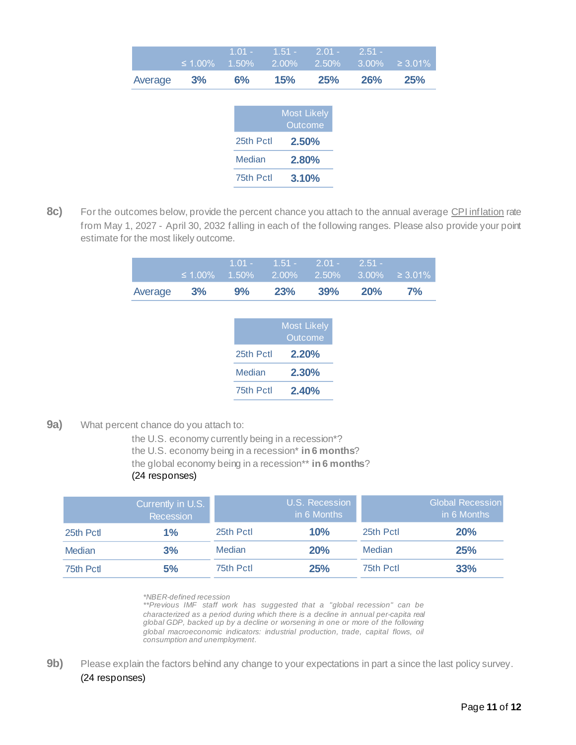| | ≤ 1.00% | 1.01 - 1.50% | 1.51 - 2.00% | 2.01 - 2.50% | 2.51 - 3.00% | ≥ 3.01% |
|---|---|---|---|---|---|---|
| Average | **3%** | **6%** | **15%** | **25%** | **26%** | **25%** |

| | Most Likely Outcome |
|---|---|
| 25th Pctl | **2.50%** |
| Median | **2.80%** |
| 75th Pctl | **3.10%** |

**8c)** For the outcomes below, provide the percent chance you attach to the annual average CPI inflation rate from May 1, 2027 - April 30, 2032 falling in each of the following ranges. Please also provide your point estimate for the most likely outcome.

| | ≤ 1.00% | 1.01 - 1.50% | 1.51 - 2.00% | 2.01 - 2.50% | 2.51 - 3.00% | ≥ 3.01% |
|---|---|---|---|---|---|---|
| Average | **3%** | **9%** | **23%** | **39%** | **20%** | **7%** |

| | Most Likely Outcome |
|---|---|
| 25th Pctl | **2.20%** |
| Median | **2.30%** |
| 75th Pctl | **2.40%** |

**9a)** What percent chance do you attach to:

the U.S. economy currently being in a recession*?
the U.S. economy being in a recession* **in 6 months**?
the global economy being in a recession** **in 6 months**?
(24 responses)

| | Currently in U.S. Recession |
|---|---|
| 25th Pctl | **1%** |
| Median | **3%** |
| 75th Pctl | **5%** |

| | U.S. Recession in 6 Months |
|---|---|
| 25th Pctl | **10%** |
| Median | **20%** |
| 75th Pctl | **25%** |

| | Global Recession in 6 Months |
|---|---|
| 25th Pctl | **20%** |
| Median | **25%** |
| 75th Pctl | **33%** |

*\*NBER-defined recession*
*\*\*Previous IMF staff work has suggested that a "global recession" can be characterized as a period during which there is a decline in annual per-capita real global GDP, backed up by a decline or worsening in one or more of the following global macroeconomic indicators: industrial production, trade, capital flows, oil consumption and unemployment.*

**9b)** Please explain the factors behind any change to your expectations in part a since the last policy survey.
(24 responses)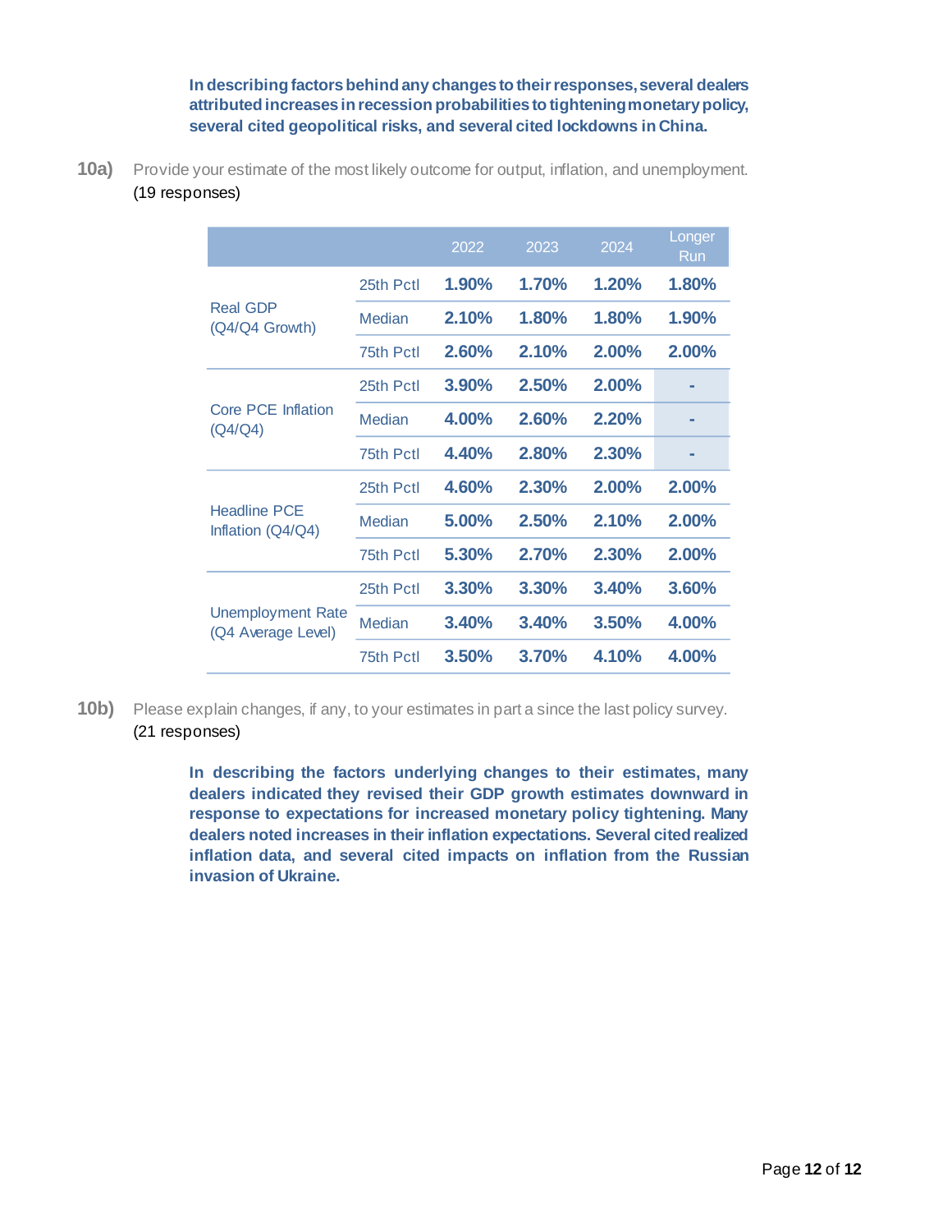**In describing factors behind any changes to their responses, several dealers attributed increases in recession probabilities to tightening monetary policy, several cited geopolitical risks, and several cited lockdowns in China.**

**10a)** Provide your estimate of the most likely outcome for output, inflation, and unemployment. (19 responses)

| | | 2022 | 2023 | 2024 | Longer Run |
|---|---|---|---|---|---|
| Real GDP (Q4/Q4 Growth) | 25th Pctl | 1.90% | 1.70% | 1.20% | 1.80% |
| | Median | 2.10% | 1.80% | 1.80% | 1.90% |
| | 75th Pctl | 2.60% | 2.10% | 2.00% | 2.00% |
| Core PCE Inflation (Q4/Q4) | 25th Pctl | 3.90% | 2.50% | 2.00% | - |
| | Median | 4.00% | 2.60% | 2.20% | - |
| | 75th Pctl | 4.40% | 2.80% | 2.30% | - |
| Headline PCE Inflation (Q4/Q4) | 25th Pctl | 4.60% | 2.30% | 2.00% | 2.00% |
| | Median | 5.00% | 2.50% | 2.10% | 2.00% |
| | 75th Pctl | 5.30% | 2.70% | 2.30% | 2.00% |
| Unemployment Rate (Q4 Average Level) | 25th Pctl | 3.30% | 3.30% | 3.40% | 3.60% |
| | Median | 3.40% | 3.40% | 3.50% | 4.00% |
| | 75th Pctl | 3.50% | 3.70% | 4.10% | 4.00% |

**10b)** Please explain changes, if any, to your estimates in part a since the last policy survey. (21 responses)

**In describing the factors underlying changes to their estimates, many dealers indicated they revised their GDP growth estimates downward in response to expectations for increased monetary policy tightening. Many dealers noted increases in their inflation expectations. Several cited realized inflation data, and several cited impacts on inflation from the Russian invasion of Ukraine.**